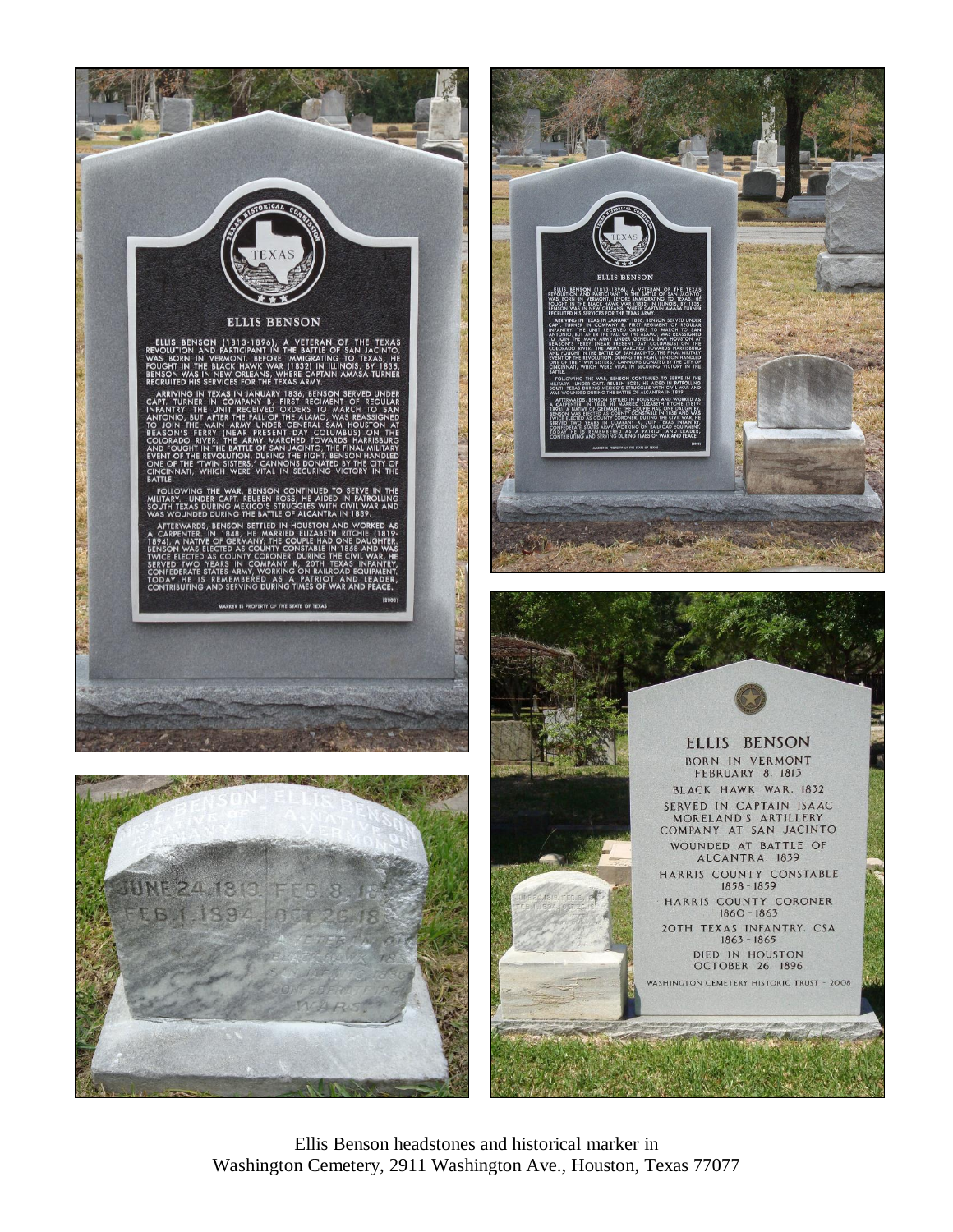Ellis Benson headstones and historical marker in Washington Cemetery, 2911 Washington Ave., Houston, Texas 77077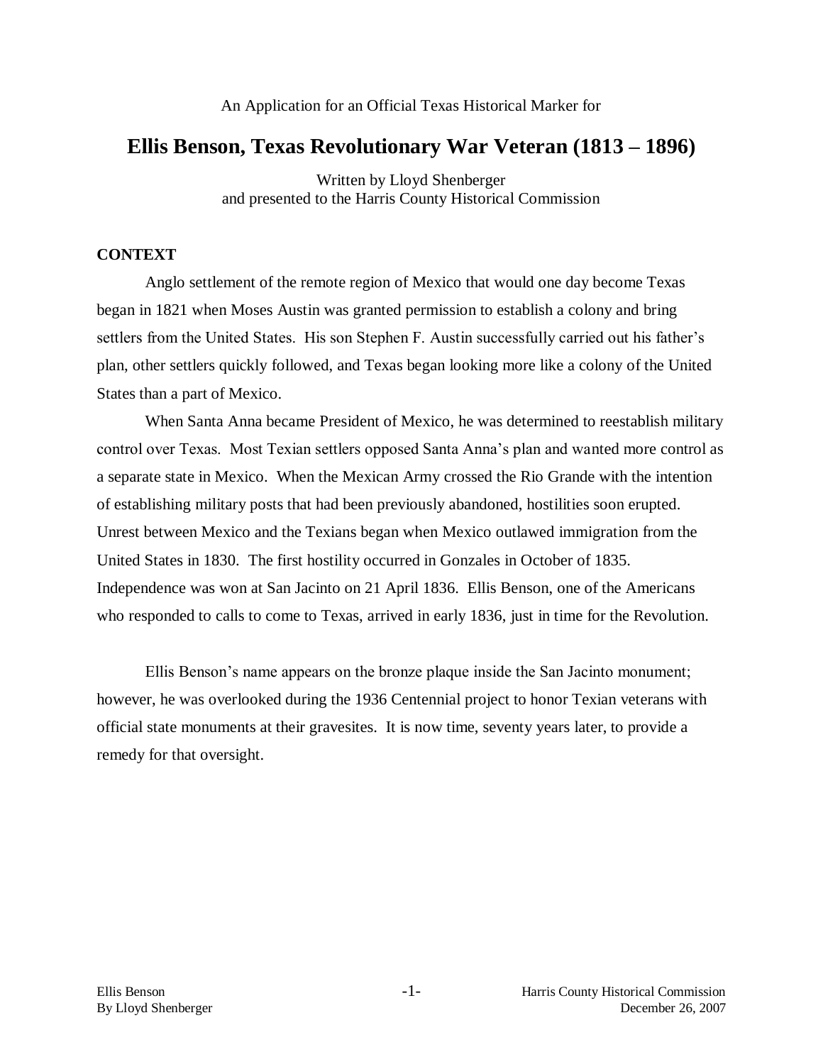An Application for an Official Texas Historical Marker for

# Ellis Benson, Texas Revolutionary War Veteran (1813 – 1896)

Written by Lloyd Shenberger
and presented to the Harris County Historical Commission

## CONTEXT

Anglo settlement of the remote region of Mexico that would one day become Texas began in 1821 when Moses Austin was granted permission to establish a colony and bring settlers from the United States. His son Stephen F. Austin successfully carried out his father's plan, other settlers quickly followed, and Texas began looking more like a colony of the United States than a part of Mexico.

When Santa Anna became President of Mexico, he was determined to reestablish military control over Texas. Most Texian settlers opposed Santa Anna's plan and wanted more control as a separate state in Mexico. When the Mexican Army crossed the Rio Grande with the intention of establishing military posts that had been previously abandoned, hostilities soon erupted. Unrest between Mexico and the Texians began when Mexico outlawed immigration from the United States in 1830. The first hostility occurred in Gonzales in October of 1835. Independence was won at San Jacinto on 21 April 1836. Ellis Benson, one of the Americans who responded to calls to come to Texas, arrived in early 1836, just in time for the Revolution.

Ellis Benson's name appears on the bronze plaque inside the San Jacinto monument; however, he was overlooked during the 1936 Centennial project to honor Texian veterans with official state monuments at their gravesites. It is now time, seventy years later, to provide a remedy for that oversight.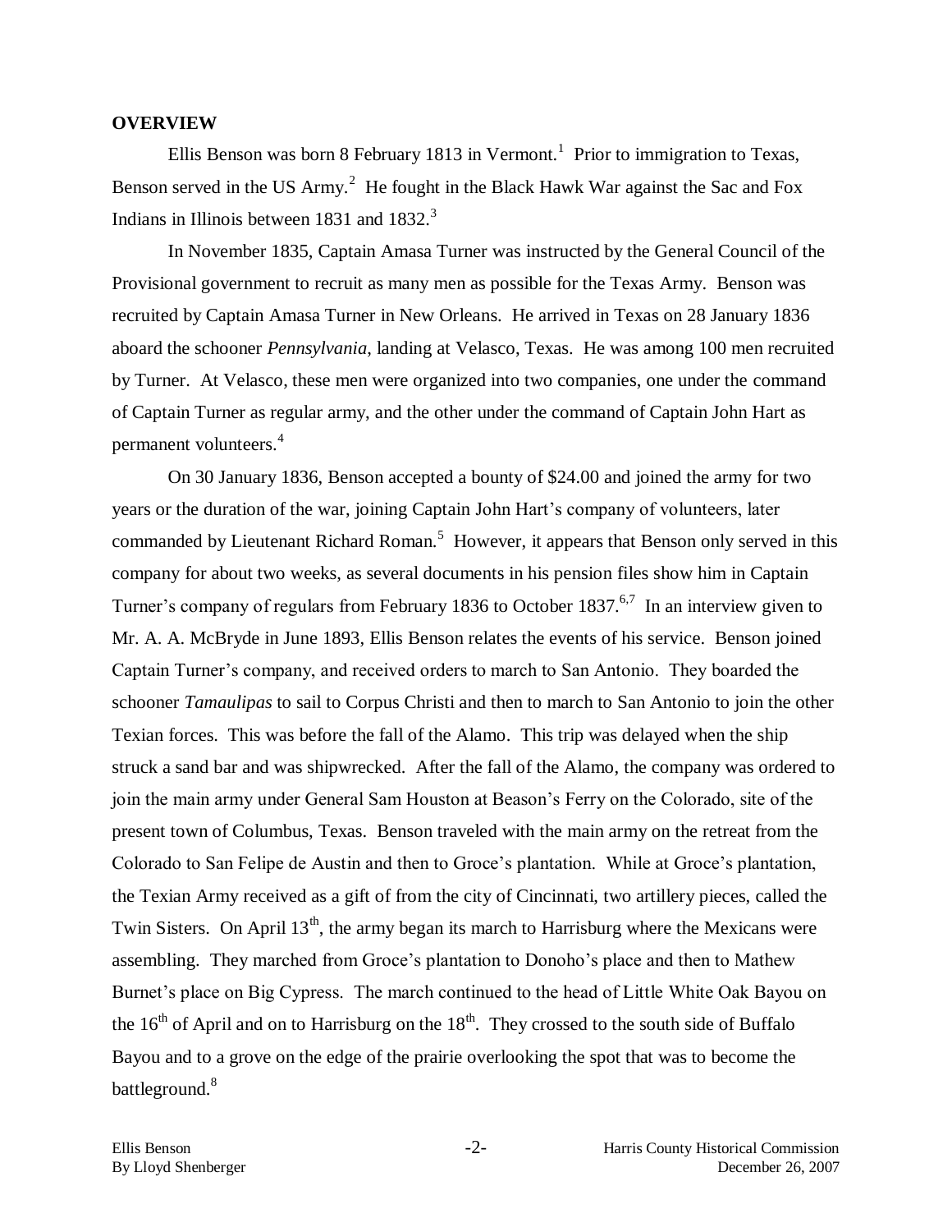## OVERVIEW

Ellis Benson was born 8 February 1813 in Vermont.[1] Prior to immigration to Texas, Benson served in the US Army.[2] He fought in the Black Hawk War against the Sac and Fox Indians in Illinois between 1831 and 1832.[3]

In November 1835, Captain Amasa Turner was instructed by the General Council of the Provisional government to recruit as many men as possible for the Texas Army. Benson was recruited by Captain Amasa Turner in New Orleans. He arrived in Texas on 28 January 1836 aboard the schooner *Pennsylvania*, landing at Velasco, Texas. He was among 100 men recruited by Turner. At Velasco, these men were organized into two companies, one under the command of Captain Turner as regular army, and the other under the command of Captain John Hart as permanent volunteers.[4]

On 30 January 1836, Benson accepted a bounty of $24.00 and joined the army for two years or the duration of the war, joining Captain John Hart's company of volunteers, later commanded by Lieutenant Richard Roman.[5] However, it appears that Benson only served in this company for about two weeks, as several documents in his pension files show him in Captain Turner's company of regulars from February 1836 to October 1837.[6,7] In an interview given to Mr. A. A. McBryde in June 1893, Ellis Benson relates the events of his service. Benson joined Captain Turner's company, and received orders to march to San Antonio. They boarded the schooner *Tamaulipas* to sail to Corpus Christi and then to march to San Antonio to join the other Texian forces. This was before the fall of the Alamo. This trip was delayed when the ship struck a sand bar and was shipwrecked. After the fall of the Alamo, the company was ordered to join the main army under General Sam Houston at Beason's Ferry on the Colorado, site of the present town of Columbus, Texas. Benson traveled with the main army on the retreat from the Colorado to San Felipe de Austin and then to Groce's plantation. While at Groce's plantation, the Texian Army received as a gift of from the city of Cincinnati, two artillery pieces, called the Twin Sisters. On April 13th, the army began its march to Harrisburg where the Mexicans were assembling. They marched from Groce's plantation to Donoho's place and then to Mathew Burnet's place on Big Cypress. The march continued to the head of Little White Oak Bayou on the 16th of April and on to Harrisburg on the 18th. They crossed to the south side of Buffalo Bayou and to a grove on the edge of the prairie overlooking the spot that was to become the battleground.[8]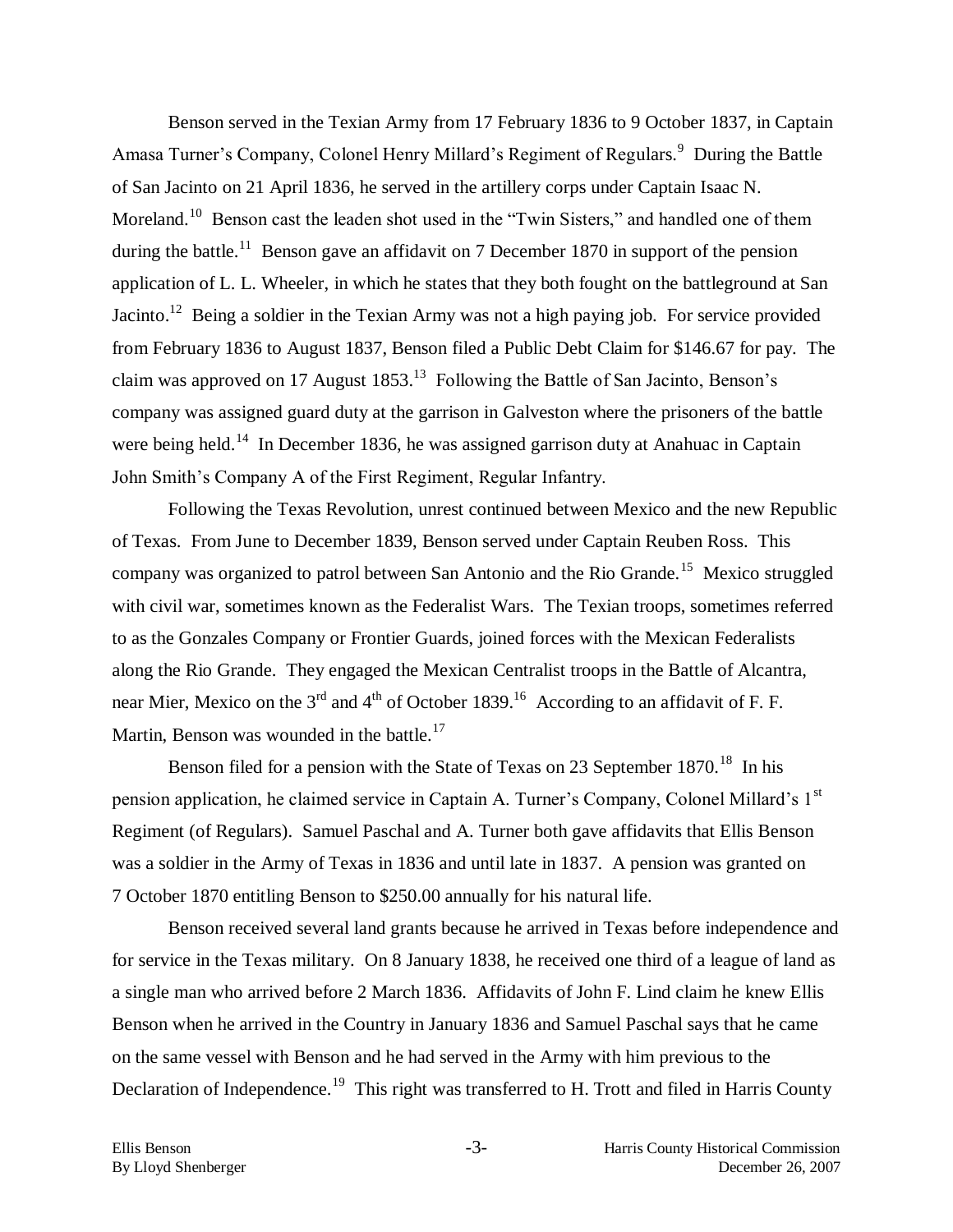Benson served in the Texian Army from 17 February 1836 to 9 October 1837, in Captain Amasa Turner's Company, Colonel Henry Millard's Regiment of Regulars.[9] During the Battle of San Jacinto on 21 April 1836, he served in the artillery corps under Captain Isaac N. Moreland.[10] Benson cast the leaden shot used in the "Twin Sisters," and handled one of them during the battle.[11] Benson gave an affidavit on 7 December 1870 in support of the pension application of L. L. Wheeler, in which he states that they both fought on the battleground at San Jacinto.[12] Being a soldier in the Texian Army was not a high paying job. For service provided from February 1836 to August 1837, Benson filed a Public Debt Claim for $146.67 for pay. The claim was approved on 17 August 1853.[13] Following the Battle of San Jacinto, Benson's company was assigned guard duty at the garrison in Galveston where the prisoners of the battle were being held.[14] In December 1836, he was assigned garrison duty at Anahuac in Captain John Smith's Company A of the First Regiment, Regular Infantry.

Following the Texas Revolution, unrest continued between Mexico and the new Republic of Texas. From June to December 1839, Benson served under Captain Reuben Ross. This company was organized to patrol between San Antonio and the Rio Grande.[15] Mexico struggled with civil war, sometimes known as the Federalist Wars. The Texian troops, sometimes referred to as the Gonzales Company or Frontier Guards, joined forces with the Mexican Federalists along the Rio Grande. They engaged the Mexican Centralist troops in the Battle of Alcantra, near Mier, Mexico on the 3rd and 4th of October 1839.[16] According to an affidavit of F. F. Martin, Benson was wounded in the battle.[17]

Benson filed for a pension with the State of Texas on 23 September 1870.[18] In his pension application, he claimed service in Captain A. Turner's Company, Colonel Millard's 1st Regiment (of Regulars). Samuel Paschal and A. Turner both gave affidavits that Ellis Benson was a soldier in the Army of Texas in 1836 and until late in 1837. A pension was granted on 7 October 1870 entitling Benson to $250.00 annually for his natural life.

Benson received several land grants because he arrived in Texas before independence and for service in the Texas military. On 8 January 1838, he received one third of a league of land as a single man who arrived before 2 March 1836. Affidavits of John F. Lind claim he knew Ellis Benson when he arrived in the Country in January 1836 and Samuel Paschal says that he came on the same vessel with Benson and he had served in the Army with him previous to the Declaration of Independence.[19] This right was transferred to H. Trott and filed in Harris County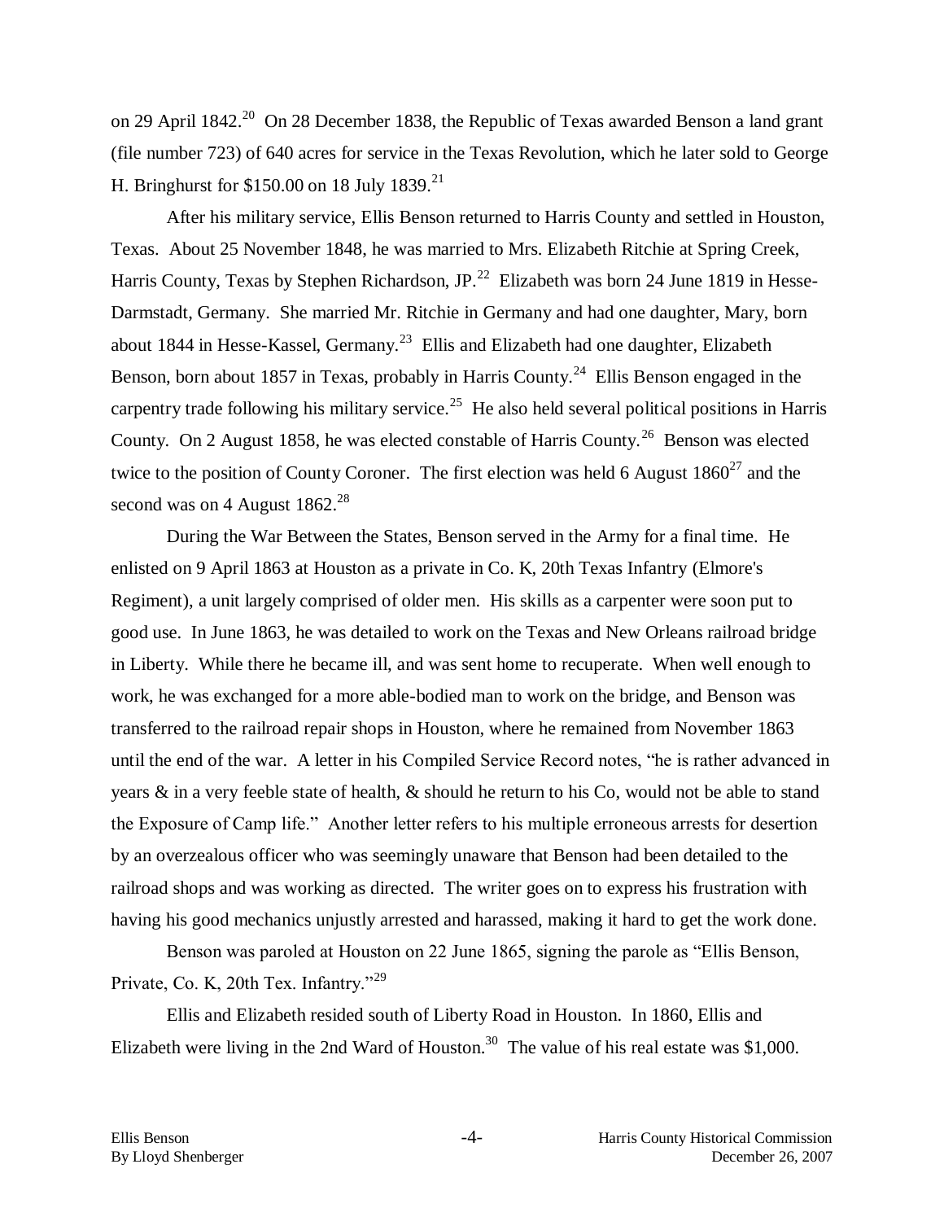on 29 April 1842.[20] On 28 December 1838, the Republic of Texas awarded Benson a land grant (file number 723) of 640 acres for service in the Texas Revolution, which he later sold to George H. Bringhurst for $150.00 on 18 July 1839.[21]

After his military service, Ellis Benson returned to Harris County and settled in Houston, Texas. About 25 November 1848, he was married to Mrs. Elizabeth Ritchie at Spring Creek, Harris County, Texas by Stephen Richardson, JP.[22] Elizabeth was born 24 June 1819 in Hesse-Darmstadt, Germany. She married Mr. Ritchie in Germany and had one daughter, Mary, born about 1844 in Hesse-Kassel, Germany.[23] Ellis and Elizabeth had one daughter, Elizabeth Benson, born about 1857 in Texas, probably in Harris County.[24] Ellis Benson engaged in the carpentry trade following his military service.[25] He also held several political positions in Harris County. On 2 August 1858, he was elected constable of Harris County.[26] Benson was elected twice to the position of County Coroner. The first election was held 6 August 1860[27] and the second was on 4 August 1862.[28]

During the War Between the States, Benson served in the Army for a final time. He enlisted on 9 April 1863 at Houston as a private in Co. K, 20th Texas Infantry (Elmore's Regiment), a unit largely comprised of older men. His skills as a carpenter were soon put to good use. In June 1863, he was detailed to work on the Texas and New Orleans railroad bridge in Liberty. While there he became ill, and was sent home to recuperate. When well enough to work, he was exchanged for a more able-bodied man to work on the bridge, and Benson was transferred to the railroad repair shops in Houston, where he remained from November 1863 until the end of the war. A letter in his Compiled Service Record notes, "he is rather advanced in years & in a very feeble state of health, & should he return to his Co, would not be able to stand the Exposure of Camp life." Another letter refers to his multiple erroneous arrests for desertion by an overzealous officer who was seemingly unaware that Benson had been detailed to the railroad shops and was working as directed. The writer goes on to express his frustration with having his good mechanics unjustly arrested and harassed, making it hard to get the work done.

Benson was paroled at Houston on 22 June 1865, signing the parole as "Ellis Benson, Private, Co. K, 20th Tex. Infantry."[29]

Ellis and Elizabeth resided south of Liberty Road in Houston. In 1860, Ellis and Elizabeth were living in the 2nd Ward of Houston.[30] The value of his real estate was $1,000.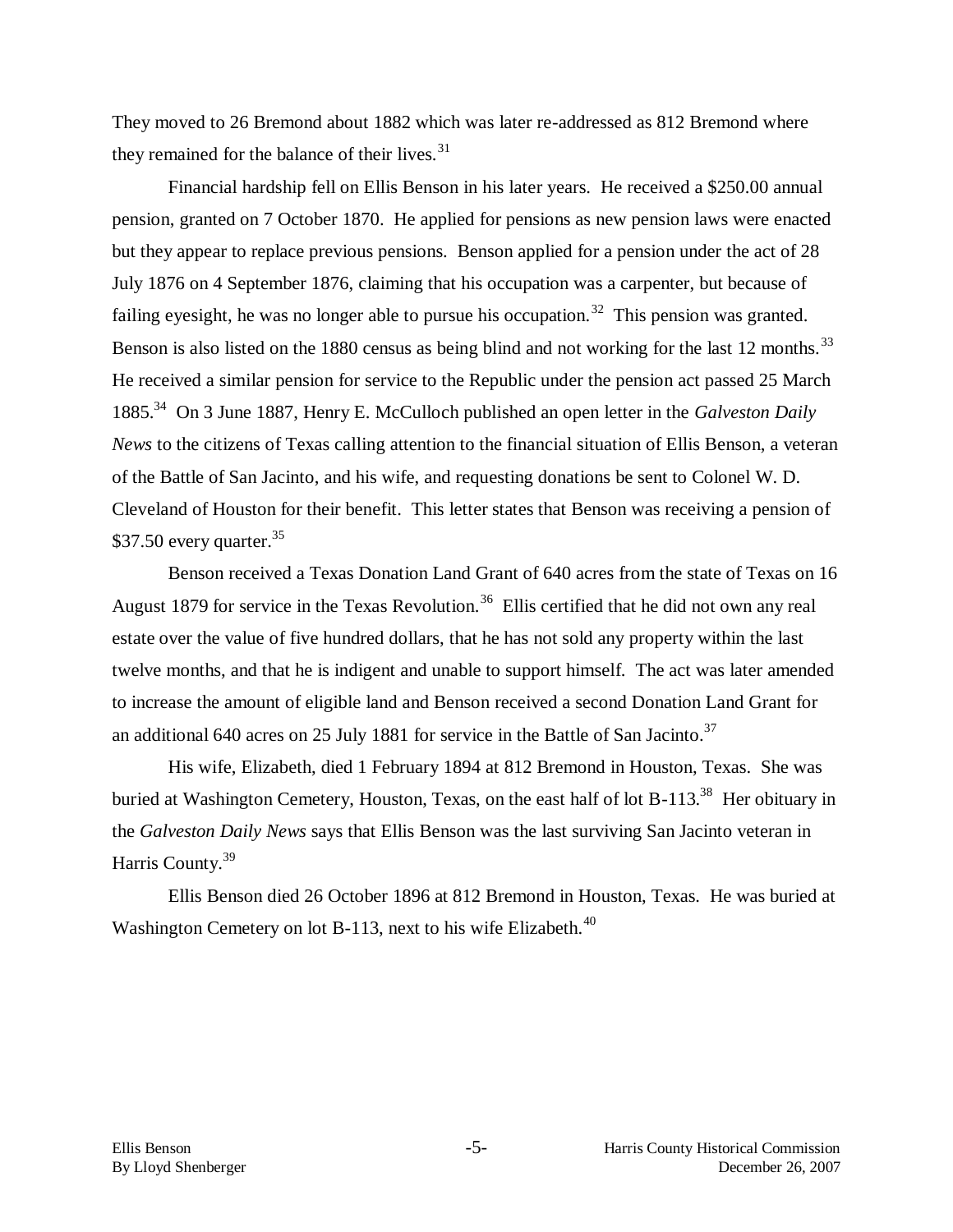They moved to 26 Bremond about 1882 which was later re-addressed as 812 Bremond where they remained for the balance of their lives.[31]

Financial hardship fell on Ellis Benson in his later years. He received a $250.00 annual pension, granted on 7 October 1870. He applied for pensions as new pension laws were enacted but they appear to replace previous pensions. Benson applied for a pension under the act of 28 July 1876 on 4 September 1876, claiming that his occupation was a carpenter, but because of failing eyesight, he was no longer able to pursue his occupation.[32] This pension was granted. Benson is also listed on the 1880 census as being blind and not working for the last 12 months.[33] He received a similar pension for service to the Republic under the pension act passed 25 March 1885.[34] On 3 June 1887, Henry E. McCulloch published an open letter in the *Galveston Daily News* to the citizens of Texas calling attention to the financial situation of Ellis Benson, a veteran of the Battle of San Jacinto, and his wife, and requesting donations be sent to Colonel W. D. Cleveland of Houston for their benefit. This letter states that Benson was receiving a pension of $37.50 every quarter.[35]

Benson received a Texas Donation Land Grant of 640 acres from the state of Texas on 16 August 1879 for service in the Texas Revolution.[36] Ellis certified that he did not own any real estate over the value of five hundred dollars, that he has not sold any property within the last twelve months, and that he is indigent and unable to support himself. The act was later amended to increase the amount of eligible land and Benson received a second Donation Land Grant for an additional 640 acres on 25 July 1881 for service in the Battle of San Jacinto.[37]

His wife, Elizabeth, died 1 February 1894 at 812 Bremond in Houston, Texas. She was buried at Washington Cemetery, Houston, Texas, on the east half of lot B-113.[38] Her obituary in the *Galveston Daily News* says that Ellis Benson was the last surviving San Jacinto veteran in Harris County.[39]

Ellis Benson died 26 October 1896 at 812 Bremond in Houston, Texas. He was buried at Washington Cemetery on lot B-113, next to his wife Elizabeth.[40]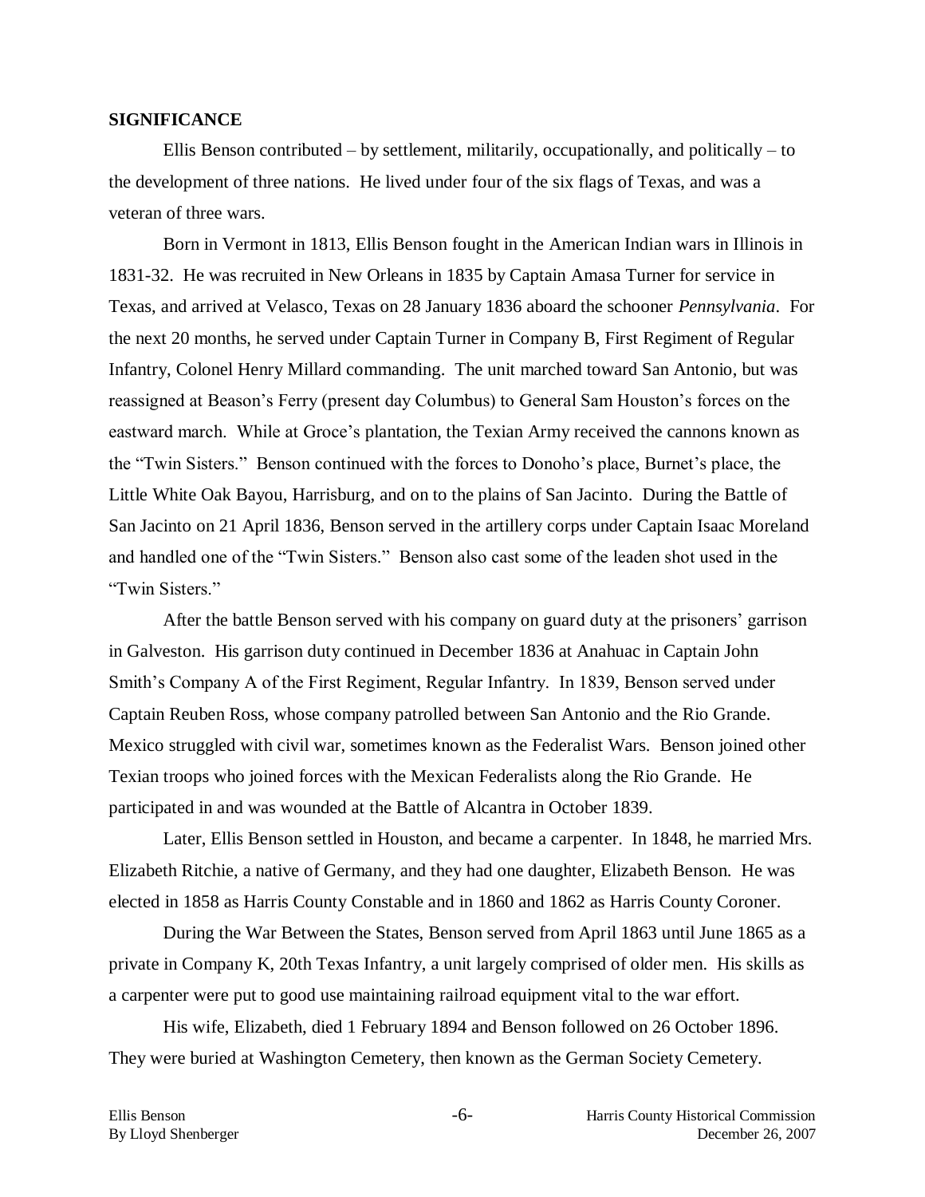**SIGNIFICANCE**

Ellis Benson contributed – by settlement, militarily, occupationally, and politically – to the development of three nations. He lived under four of the six flags of Texas, and was a veteran of three wars.

Born in Vermont in 1813, Ellis Benson fought in the American Indian wars in Illinois in 1831-32. He was recruited in New Orleans in 1835 by Captain Amasa Turner for service in Texas, and arrived at Velasco, Texas on 28 January 1836 aboard the schooner *Pennsylvania*. For the next 20 months, he served under Captain Turner in Company B, First Regiment of Regular Infantry, Colonel Henry Millard commanding. The unit marched toward San Antonio, but was reassigned at Beason's Ferry (present day Columbus) to General Sam Houston's forces on the eastward march. While at Groce's plantation, the Texian Army received the cannons known as the "Twin Sisters." Benson continued with the forces to Donoho's place, Burnet's place, the Little White Oak Bayou, Harrisburg, and on to the plains of San Jacinto. During the Battle of San Jacinto on 21 April 1836, Benson served in the artillery corps under Captain Isaac Moreland and handled one of the "Twin Sisters." Benson also cast some of the leaden shot used in the "Twin Sisters."

After the battle Benson served with his company on guard duty at the prisoners' garrison in Galveston. His garrison duty continued in December 1836 at Anahuac in Captain John Smith's Company A of the First Regiment, Regular Infantry. In 1839, Benson served under Captain Reuben Ross, whose company patrolled between San Antonio and the Rio Grande. Mexico struggled with civil war, sometimes known as the Federalist Wars. Benson joined other Texian troops who joined forces with the Mexican Federalists along the Rio Grande. He participated in and was wounded at the Battle of Alcantra in October 1839.

Later, Ellis Benson settled in Houston, and became a carpenter. In 1848, he married Mrs. Elizabeth Ritchie, a native of Germany, and they had one daughter, Elizabeth Benson. He was elected in 1858 as Harris County Constable and in 1860 and 1862 as Harris County Coroner.

During the War Between the States, Benson served from April 1863 until June 1865 as a private in Company K, 20th Texas Infantry, a unit largely comprised of older men. His skills as a carpenter were put to good use maintaining railroad equipment vital to the war effort.

His wife, Elizabeth, died 1 February 1894 and Benson followed on 26 October 1896. They were buried at Washington Cemetery, then known as the German Society Cemetery.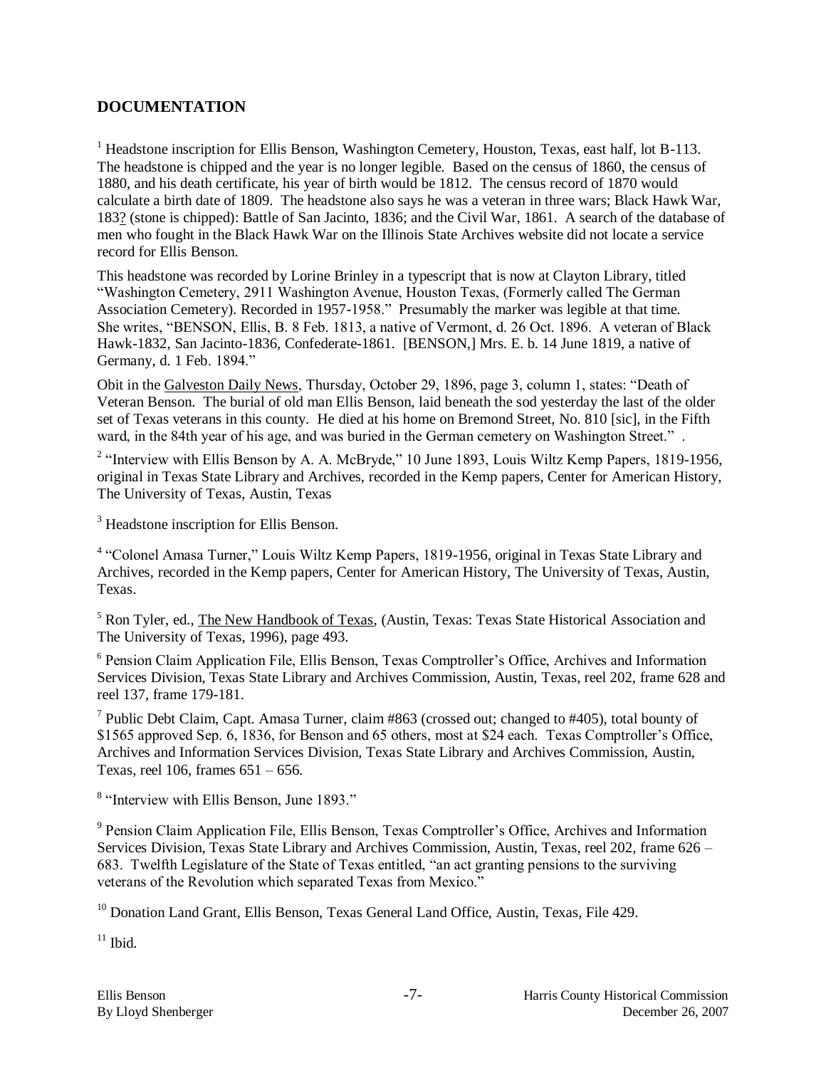## DOCUMENTATION

[1] Headstone inscription for Ellis Benson, Washington Cemetery, Houston, Texas, east half, lot B-113. The headstone is chipped and the year is no longer legible. Based on the census of 1860, the census of 1880, and his death certificate, his year of birth would be 1812. The census record of 1870 would calculate a birth date of 1809. The headstone also says he was a veteran in three wars; Black Hawk War, 183? (stone is chipped): Battle of San Jacinto, 1836; and the Civil War, 1861. A search of the database of men who fought in the Black Hawk War on the Illinois State Archives website did not locate a service record for Ellis Benson.

This headstone was recorded by Lorine Brinley in a typescript that is now at Clayton Library, titled "Washington Cemetery, 2911 Washington Avenue, Houston Texas, (Formerly called The German Association Cemetery). Recorded in 1957-1958." Presumably the marker was legible at that time. She writes, "BENSON, Ellis, B. 8 Feb. 1813, a native of Vermont, d. 26 Oct. 1896. A veteran of Black Hawk-1832, San Jacinto-1836, Confederate-1861. [BENSON,] Mrs. E. b. 14 June 1819, a native of Germany, d. 1 Feb. 1894."

Obit in the Galveston Daily News, Thursday, October 29, 1896, page 3, column 1, states: "Death of Veteran Benson. The burial of old man Ellis Benson, laid beneath the sod yesterday the last of the older set of Texas veterans in this county. He died at his home on Bremond Street, No. 810 [sic], in the Fifth ward, in the 84th year of his age, and was buried in the German cemetery on Washington Street." .

[2] "Interview with Ellis Benson by A. A. McBryde," 10 June 1893, Louis Wiltz Kemp Papers, 1819-1956, original in Texas State Library and Archives, recorded in the Kemp papers, Center for American History, The University of Texas, Austin, Texas

[3] Headstone inscription for Ellis Benson.

[4] "Colonel Amasa Turner," Louis Wiltz Kemp Papers, 1819-1956, original in Texas State Library and Archives, recorded in the Kemp papers, Center for American History, The University of Texas, Austin, Texas.

[5] Ron Tyler, ed., The New Handbook of Texas, (Austin, Texas: Texas State Historical Association and The University of Texas, 1996), page 493.

[6] Pension Claim Application File, Ellis Benson, Texas Comptroller's Office, Archives and Information Services Division, Texas State Library and Archives Commission, Austin, Texas, reel 202, frame 628 and reel 137, frame 179-181.

[7] Public Debt Claim, Capt. Amasa Turner, claim #863 (crossed out; changed to #405), total bounty of $1565 approved Sep. 6, 1836, for Benson and 65 others, most at $24 each. Texas Comptroller's Office, Archives and Information Services Division, Texas State Library and Archives Commission, Austin, Texas, reel 106, frames 651 – 656.

[8] "Interview with Ellis Benson, June 1893."

[9] Pension Claim Application File, Ellis Benson, Texas Comptroller's Office, Archives and Information Services Division, Texas State Library and Archives Commission, Austin, Texas, reel 202, frame 626 – 683. Twelfth Legislature of the State of Texas entitled, "an act granting pensions to the surviving veterans of the Revolution which separated Texas from Mexico."

[10] Donation Land Grant, Ellis Benson, Texas General Land Office, Austin, Texas, File 429.

[11] Ibid.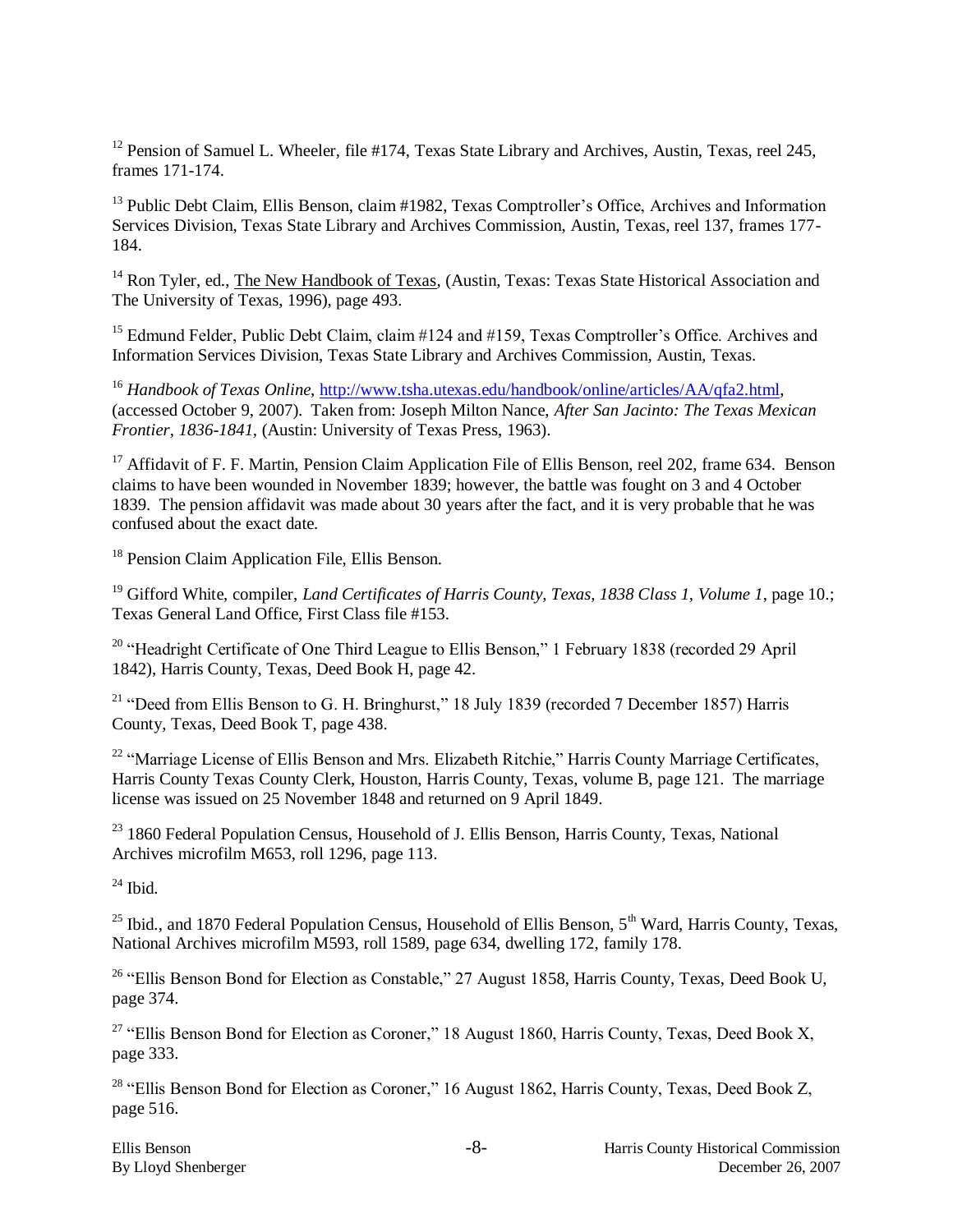[12] Pension of Samuel L. Wheeler, file #174, Texas State Library and Archives, Austin, Texas, reel 245, frames 171-174.

[13] Public Debt Claim, Ellis Benson, claim #1982, Texas Comptroller's Office, Archives and Information Services Division, Texas State Library and Archives Commission, Austin, Texas, reel 137, frames 177-184.

[14] Ron Tyler, ed., The New Handbook of Texas, (Austin, Texas: Texas State Historical Association and The University of Texas, 1996), page 493.

[15] Edmund Felder, Public Debt Claim, claim #124 and #159, Texas Comptroller's Office. Archives and Information Services Division, Texas State Library and Archives Commission, Austin, Texas.

[16] *Handbook of Texas Online*, http://www.tsha.utexas.edu/handbook/online/articles/AA/qfa2.html, (accessed October 9, 2007). Taken from: Joseph Milton Nance, *After San Jacinto: The Texas Mexican Frontier, 1836-1841*, (Austin: University of Texas Press, 1963).

[17] Affidavit of F. F. Martin, Pension Claim Application File of Ellis Benson, reel 202, frame 634. Benson claims to have been wounded in November 1839; however, the battle was fought on 3 and 4 October 1839. The pension affidavit was made about 30 years after the fact, and it is very probable that he was confused about the exact date.

[18] Pension Claim Application File, Ellis Benson.

[19] Gifford White, compiler, *Land Certificates of Harris County, Texas, 1838 Class 1, Volume 1*, page 10.; Texas General Land Office, First Class file #153.

[20] "Headright Certificate of One Third League to Ellis Benson," 1 February 1838 (recorded 29 April 1842), Harris County, Texas, Deed Book H, page 42.

[21] "Deed from Ellis Benson to G. H. Bringhurst," 18 July 1839 (recorded 7 December 1857) Harris County, Texas, Deed Book T, page 438.

[22] "Marriage License of Ellis Benson and Mrs. Elizabeth Ritchie," Harris County Marriage Certificates, Harris County Texas County Clerk, Houston, Harris County, Texas, volume B, page 121. The marriage license was issued on 25 November 1848 and returned on 9 April 1849.

[23] 1860 Federal Population Census, Household of J. Ellis Benson, Harris County, Texas, National Archives microfilm M653, roll 1296, page 113.

[24] Ibid.

[25] Ibid., and 1870 Federal Population Census, Household of Ellis Benson, 5th Ward, Harris County, Texas, National Archives microfilm M593, roll 1589, page 634, dwelling 172, family 178.

[26] "Ellis Benson Bond for Election as Constable," 27 August 1858, Harris County, Texas, Deed Book U, page 374.

[27] "Ellis Benson Bond for Election as Coroner," 18 August 1860, Harris County, Texas, Deed Book X, page 333.

[28] "Ellis Benson Bond for Election as Coroner," 16 August 1862, Harris County, Texas, Deed Book Z, page 516.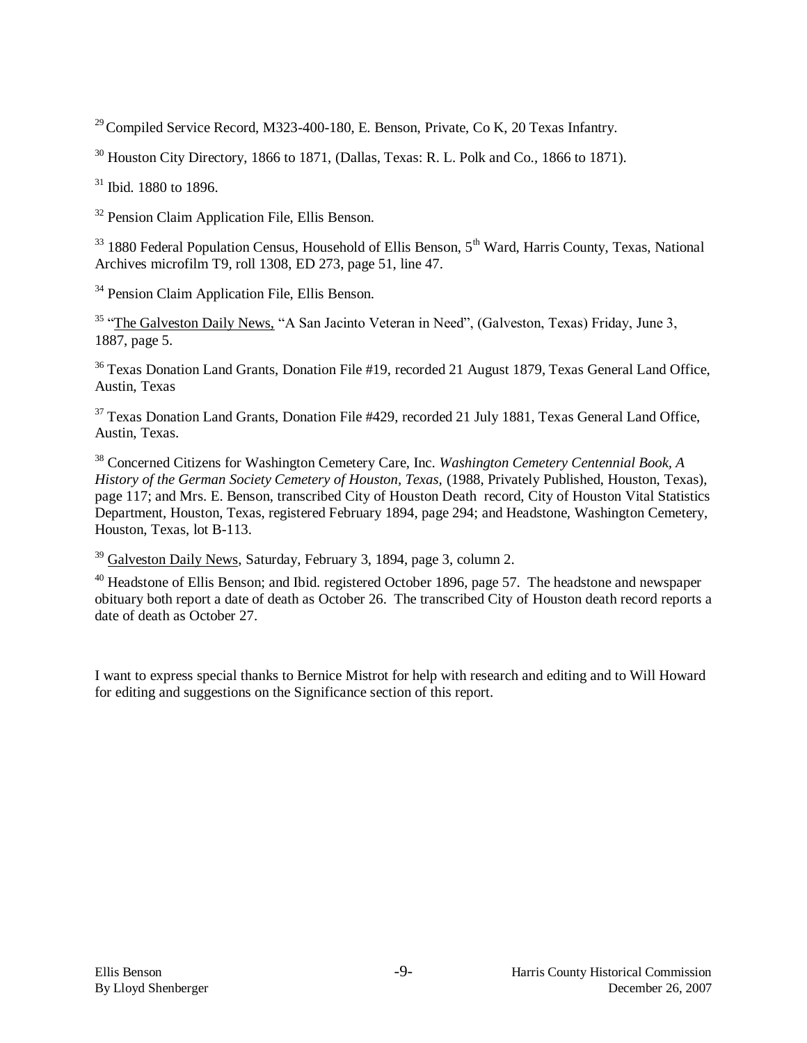[29] Compiled Service Record, M323-400-180, E. Benson, Private, Co K, 20 Texas Infantry.

[30] Houston City Directory, 1866 to 1871, (Dallas, Texas: R. L. Polk and Co., 1866 to 1871).

[31] Ibid. 1880 to 1896.

[32] Pension Claim Application File, Ellis Benson.

[33] 1880 Federal Population Census, Household of Ellis Benson, 5th Ward, Harris County, Texas, National Archives microfilm T9, roll 1308, ED 273, page 51, line 47.

[34] Pension Claim Application File, Ellis Benson.

[35] "The Galveston Daily News, "A San Jacinto Veteran in Need", (Galveston, Texas) Friday, June 3, 1887, page 5.

[36] Texas Donation Land Grants, Donation File #19, recorded 21 August 1879, Texas General Land Office, Austin, Texas

[37] Texas Donation Land Grants, Donation File #429, recorded 21 July 1881, Texas General Land Office, Austin, Texas.

[38] Concerned Citizens for Washington Cemetery Care, Inc. *Washington Cemetery Centennial Book, A History of the German Society Cemetery of Houston, Texas,* (1988, Privately Published, Houston, Texas), page 117; and Mrs. E. Benson, transcribed City of Houston Death record, City of Houston Vital Statistics Department, Houston, Texas, registered February 1894, page 294; and Headstone, Washington Cemetery, Houston, Texas, lot B-113.

[39] Galveston Daily News, Saturday, February 3, 1894, page 3, column 2.

[40] Headstone of Ellis Benson; and Ibid. registered October 1896, page 57. The headstone and newspaper obituary both report a date of death as October 26. The transcribed City of Houston death record reports a date of death as October 27.

I want to express special thanks to Bernice Mistrot for help with research and editing and to Will Howard for editing and suggestions on the Significance section of this report.